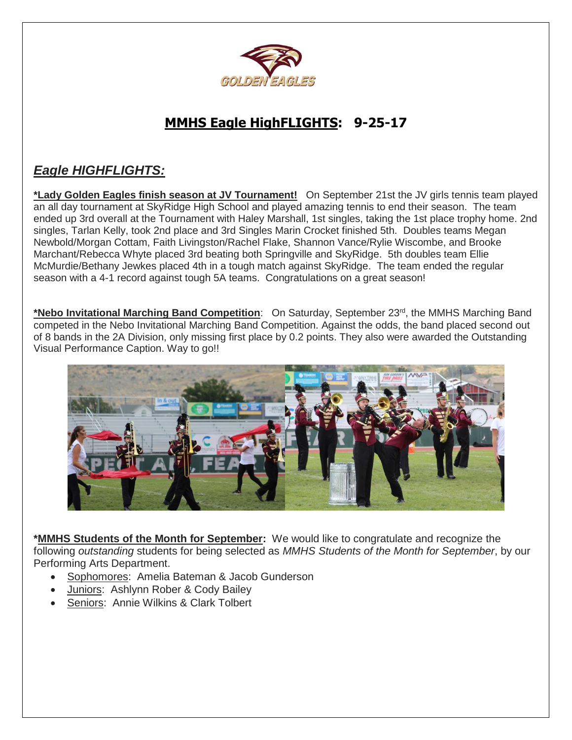# MMHS Eagle HighFLIGHTS: 9-25-17

## *Eagle HIGHFLIGHTS:*

**\*Lady Golden Eagles finish season at JV Tournament!** On September 21st the JV girls tennis team played an all day tournament at SkyRidge High School and played amazing tennis to end their season. The team ended up 3rd overall at the Tournament with Haley Marshall, 1st singles, taking the 1st place trophy home. 2nd singles, Tarlan Kelly, took 2nd place and 3rd Singles Marin Crocket finished 5th. Doubles teams Megan Newbold/Morgan Cottam, Faith Livingston/Rachel Flake, Shannon Vance/Rylie Wiscombe, and Brooke Marchant/Rebecca Whyte placed 3rd beating both Springville and SkyRidge. 5th doubles team Ellie McMurdie/Bethany Jewkes placed 4th in a tough match against SkyRidge. The team ended the regular season with a 4-1 record against tough 5A teams. Congratulations on a great season!

**\*Nebo Invitational Marching Band Competition**: On Saturday, September 23rd, the MMHS Marching Band competed in the Nebo Invitational Marching Band Competition. Against the odds, the band placed second out of 8 bands in the 2A Division, only missing first place by 0.2 points. They also were awarded the Outstanding Visual Performance Caption. Way to go!!

**\*MMHS Students of the Month for September:** We would like to congratulate and recognize the following *outstanding* students for being selected as *MMHS Students of the Month for September*, by our Performing Arts Department.

- Sophomores: Amelia Bateman & Jacob Gunderson
- Juniors: Ashlynn Rober & Cody Bailey
- Seniors: Annie Wilkins & Clark Tolbert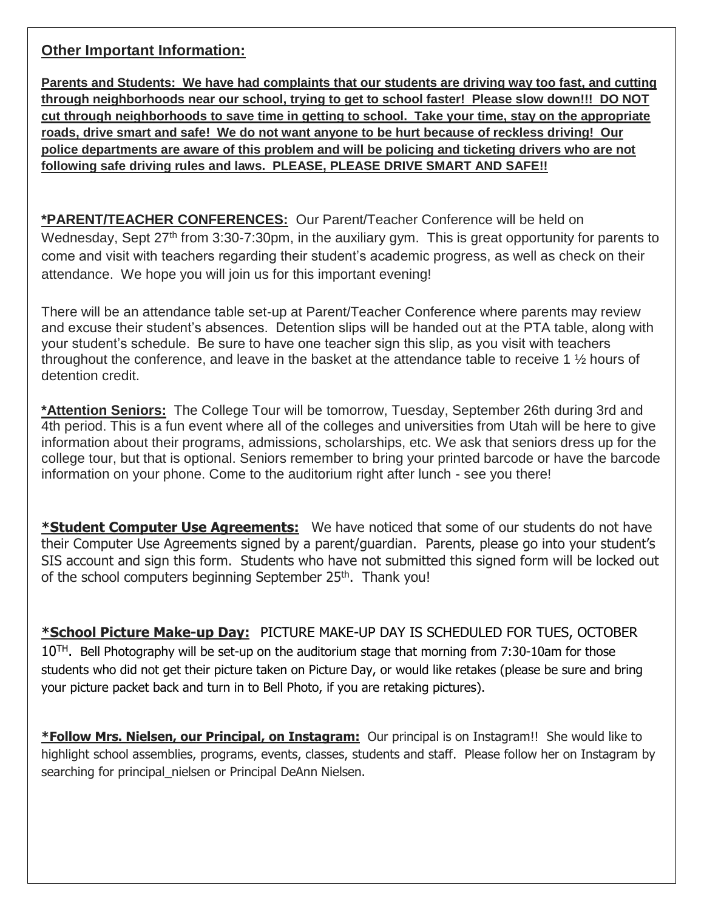## Other Important Information:

**Parents and Students: We have had complaints that our students are driving way too fast, and cutting through neighborhoods near our school, trying to get to school faster! Please slow down!!! DO NOT cut through neighborhoods to save time in getting to school. Take your time, stay on the appropriate roads, drive smart and safe! We do not want anyone to be hurt because of reckless driving! Our police departments are aware of this problem and will be policing and ticketing drivers who are not following safe driving rules and laws. PLEASE, PLEASE DRIVE SMART AND SAFE!!**

**\*PARENT/TEACHER CONFERENCES:** Our Parent/Teacher Conference will be held on Wednesday, Sept 27th from 3:30-7:30pm, in the auxiliary gym. This is great opportunity for parents to come and visit with teachers regarding their student's academic progress, as well as check on their attendance. We hope you will join us for this important evening!

There will be an attendance table set-up at Parent/Teacher Conference where parents may review and excuse their student's absences. Detention slips will be handed out at the PTA table, along with your student's schedule. Be sure to have one teacher sign this slip, as you visit with teachers throughout the conference, and leave in the basket at the attendance table to receive 1 ½ hours of detention credit.

**\*Attention Seniors:** The College Tour will be tomorrow, Tuesday, September 26th during 3rd and 4th period. This is a fun event where all of the colleges and universities from Utah will be here to give information about their programs, admissions, scholarships, etc. We ask that seniors dress up for the college tour, but that is optional. Seniors remember to bring your printed barcode or have the barcode information on your phone. Come to the auditorium right after lunch - see you there!

**\*Student Computer Use Agreements:** We have noticed that some of our students do not have their Computer Use Agreements signed by a parent/guardian. Parents, please go into your student's SIS account and sign this form. Students who have not submitted this signed form will be locked out of the school computers beginning September 25th. Thank you!

**\*School Picture Make-up Day:** PICTURE MAKE-UP DAY IS SCHEDULED FOR TUES, OCTOBER 10TH. Bell Photography will be set-up on the auditorium stage that morning from 7:30-10am for those students who did not get their picture taken on Picture Day, or would like retakes (please be sure and bring your picture packet back and turn in to Bell Photo, if you are retaking pictures).

**\*Follow Mrs. Nielsen, our Principal, on Instagram:** Our principal is on Instagram!! She would like to highlight school assemblies, programs, events, classes, students and staff. Please follow her on Instagram by searching for principal_nielsen or Principal DeAnn Nielsen.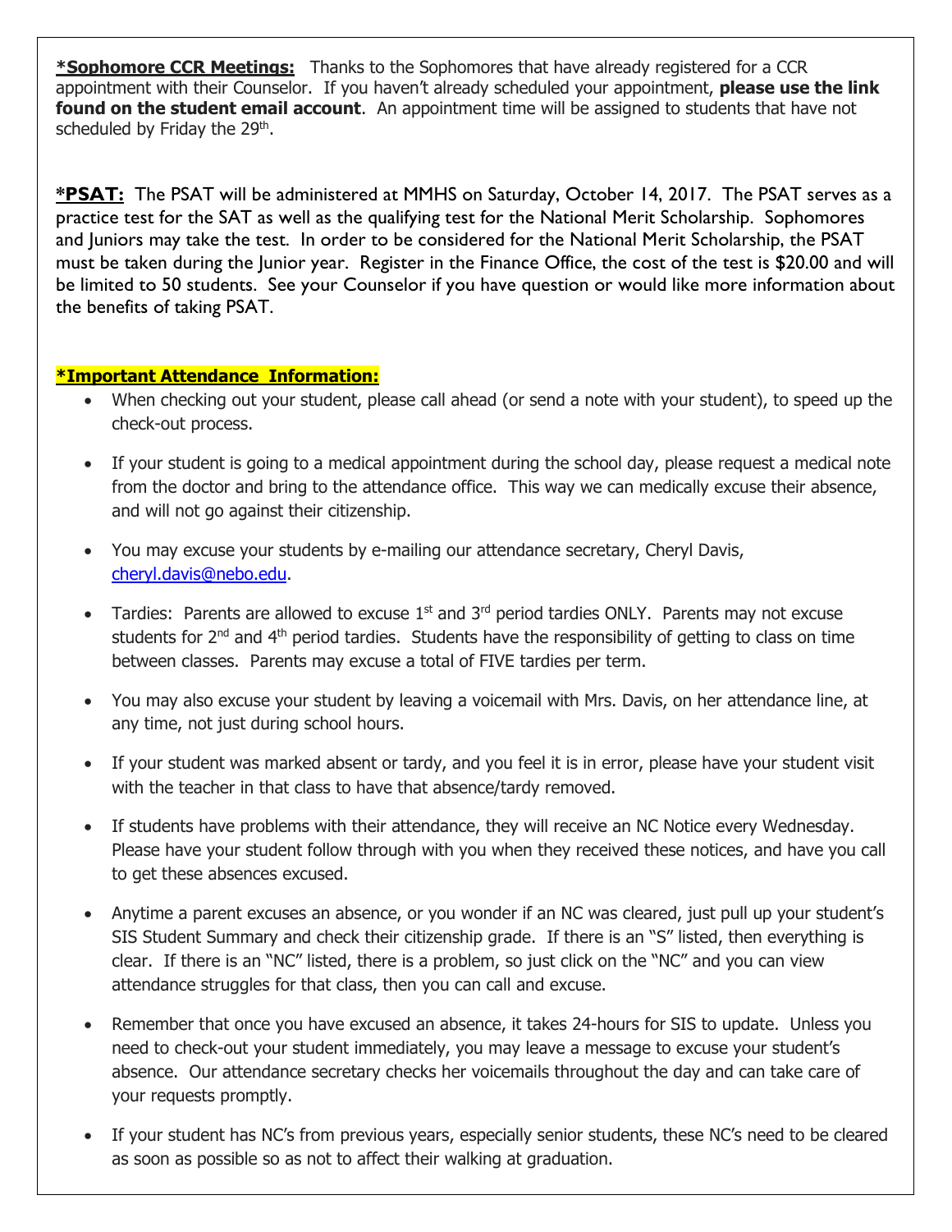***Sophomore CCR Meetings:** Thanks to the Sophomores that have already registered for a CCR appointment with their Counselor. If you haven't already scheduled your appointment, **please use the link found on the student email account**. An appointment time will be assigned to students that have not scheduled by Friday the 29th.

***PSAT:** The PSAT will be administered at MMHS on Saturday, October 14, 2017. The PSAT serves as a practice test for the SAT as well as the qualifying test for the National Merit Scholarship. Sophomores and Juniors may take the test. In order to be considered for the National Merit Scholarship, the PSAT must be taken during the Junior year. Register in the Finance Office, the cost of the test is $20.00 and will be limited to 50 students. See your Counselor if you have question or would like more information about the benefits of taking PSAT.

***Important Attendance Information:**

- When checking out your student, please call ahead (or send a note with your student), to speed up the check-out process.
- If your student is going to a medical appointment during the school day, please request a medical note from the doctor and bring to the attendance office. This way we can medically excuse their absence, and will not go against their citizenship.
- You may excuse your students by e-mailing our attendance secretary, Cheryl Davis, cheryl.davis@nebo.edu.
- Tardies: Parents are allowed to excuse 1st and 3rd period tardies ONLY. Parents may not excuse students for 2nd and 4th period tardies. Students have the responsibility of getting to class on time between classes. Parents may excuse a total of FIVE tardies per term.
- You may also excuse your student by leaving a voicemail with Mrs. Davis, on her attendance line, at any time, not just during school hours.
- If your student was marked absent or tardy, and you feel it is in error, please have your student visit with the teacher in that class to have that absence/tardy removed.
- If students have problems with their attendance, they will receive an NC Notice every Wednesday. Please have your student follow through with you when they received these notices, and have you call to get these absences excused.
- Anytime a parent excuses an absence, or you wonder if an NC was cleared, just pull up your student's SIS Student Summary and check their citizenship grade. If there is an "S" listed, then everything is clear. If there is an "NC" listed, there is a problem, so just click on the "NC" and you can view attendance struggles for that class, then you can call and excuse.
- Remember that once you have excused an absence, it takes 24-hours for SIS to update. Unless you need to check-out your student immediately, you may leave a message to excuse your student's absence. Our attendance secretary checks her voicemails throughout the day and can take care of your requests promptly.
- If your student has NC's from previous years, especially senior students, these NC's need to be cleared as soon as possible so as not to affect their walking at graduation.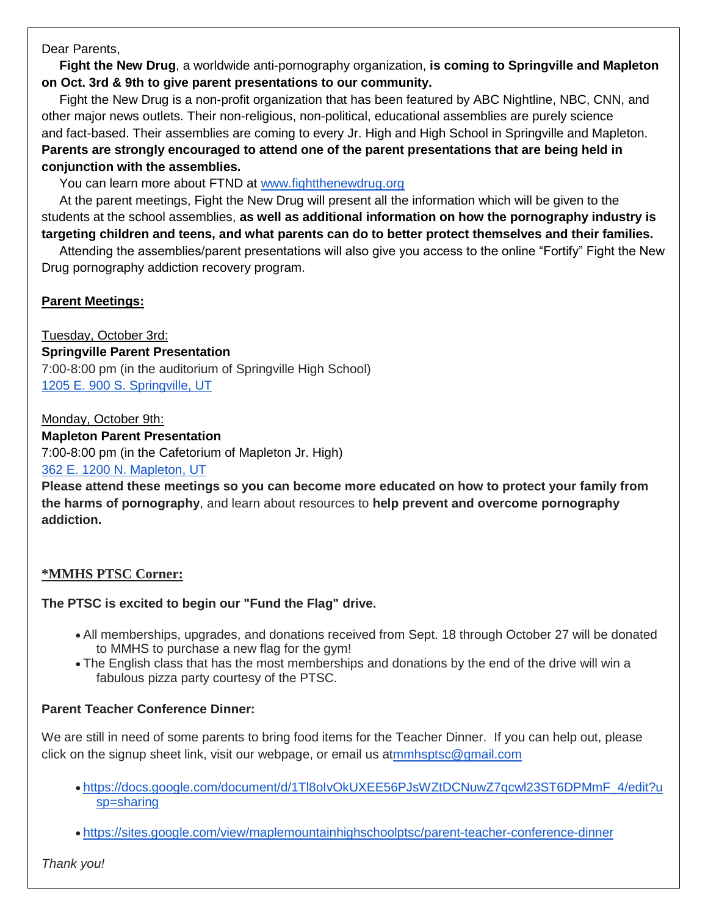Dear Parents,

**Fight the New Drug**, a worldwide anti-pornography organization, **is coming to Springville and Mapleton on Oct. 3rd & 9th to give parent presentations to our community.**

Fight the New Drug is a non-profit organization that has been featured by ABC Nightline, NBC, CNN, and other major news outlets. Their non-religious, non-political, educational assemblies are purely science and fact-based. Their assemblies are coming to every Jr. High and High School in Springville and Mapleton. **Parents are strongly encouraged to attend one of the parent presentations that are being held in conjunction with the assemblies.**

You can learn more about FTND at [www.fightthenewdrug.org](http://www.fightthenewdrug.org)

At the parent meetings, Fight the New Drug will present all the information which will be given to the students at the school assemblies, **as well as additional information on how the pornography industry is targeting children and teens, and what parents can do to better protect themselves and their families.**

Attending the assemblies/parent presentations will also give you access to the online "Fortify" Fight the New Drug pornography addiction recovery program.

**Parent Meetings:**

Tuesday, October 3rd:
**Springville Parent Presentation**
7:00-8:00 pm (in the auditorium of Springville High School)
1205 E. 900 S. Springville, UT

Monday, October 9th:
**Mapleton Parent Presentation**
7:00-8:00 pm (in the Cafetorium of Mapleton Jr. High)
362 E. 1200 N. Mapleton, UT

**Please attend these meetings so you can become more educated on how to protect your family from the harms of pornography**, and learn about resources to **help prevent and overcome pornography addiction.**

## *MMHS PTSC Corner:

**The PTSC is excited to begin our "Fund the Flag" drive.**

- All memberships, upgrades, and donations received from Sept. 18 through October 27 will be donated to MMHS to purchase a new flag for the gym!
- The English class that has the most memberships and donations by the end of the drive will win a fabulous pizza party courtesy of the PTSC.

**Parent Teacher Conference Dinner:**

We are still in need of some parents to bring food items for the Teacher Dinner. If you can help out, please click on the signup sheet link, visit our webpage, or email us atmmhsptsc@gmail.com

- https://docs.google.com/document/d/1Tl8oIvOkUXEE56PJsWZtDCNuwZ7qcwl23ST6DPMmF_4/edit?usp=sharing
- https://sites.google.com/view/maplemountainhighschoolptsc/parent-teacher-conference-dinner

*Thank you!*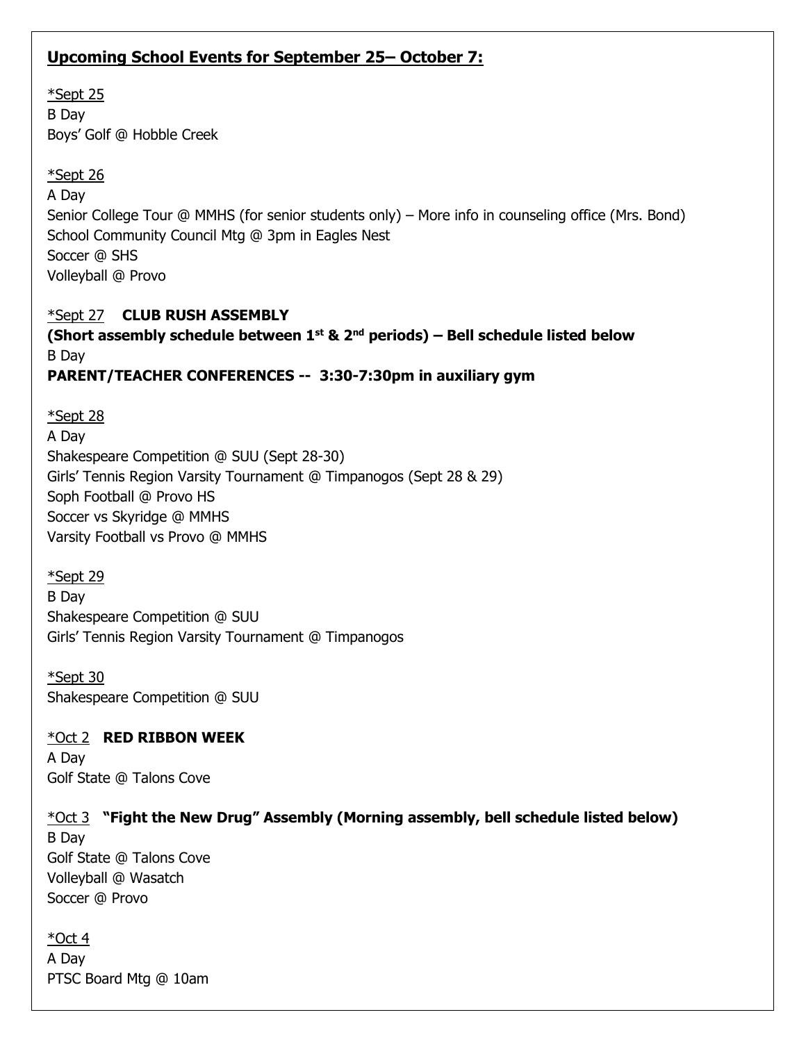## Upcoming School Events for September 25– October 7:

*Sept 25
B Day
Boys' Golf @ Hobble Creek

*Sept 26
A Day
Senior College Tour @ MMHS (for senior students only) – More info in counseling office (Mrs. Bond)
School Community Council Mtg @ 3pm in Eagles Nest
Soccer @ SHS
Volleyball @ Provo

*Sept 27 **CLUB RUSH ASSEMBLY**
**(Short assembly schedule between 1st & 2nd periods) – Bell schedule listed below**
B Day
**PARENT/TEACHER CONFERENCES -- 3:30-7:30pm in auxiliary gym**

*Sept 28
A Day
Shakespeare Competition @ SUU (Sept 28-30)
Girls' Tennis Region Varsity Tournament @ Timpanogos (Sept 28 & 29)
Soph Football @ Provo HS
Soccer vs Skyridge @ MMHS
Varsity Football vs Provo @ MMHS

*Sept 29
B Day
Shakespeare Competition @ SUU
Girls' Tennis Region Varsity Tournament @ Timpanogos

*Sept 30
Shakespeare Competition @ SUU

*Oct 2 **RED RIBBON WEEK**
A Day
Golf State @ Talons Cove

*Oct 3 **"Fight the New Drug" Assembly (Morning assembly, bell schedule listed below)**
B Day
Golf State @ Talons Cove
Volleyball @ Wasatch
Soccer @ Provo

*Oct 4
A Day
PTSC Board Mtg @ 10am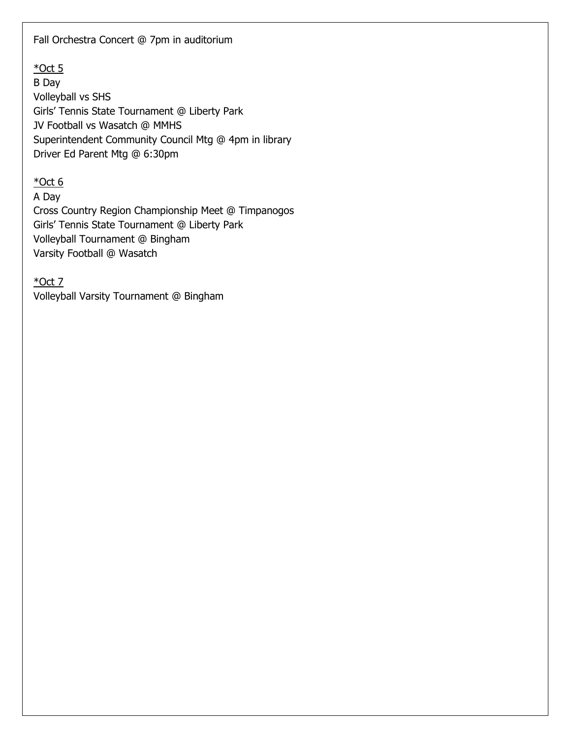Fall Orchestra Concert @ 7pm in auditorium

*Oct 5
B Day
Volleyball vs SHS
Girls' Tennis State Tournament @ Liberty Park
JV Football vs Wasatch @ MMHS
Superintendent Community Council Mtg @ 4pm in library
Driver Ed Parent Mtg @ 6:30pm

*Oct 6
A Day
Cross Country Region Championship Meet @ Timpanogos
Girls' Tennis State Tournament @ Liberty Park
Volleyball Tournament @ Bingham
Varsity Football @ Wasatch

*Oct 7
Volleyball Varsity Tournament @ Bingham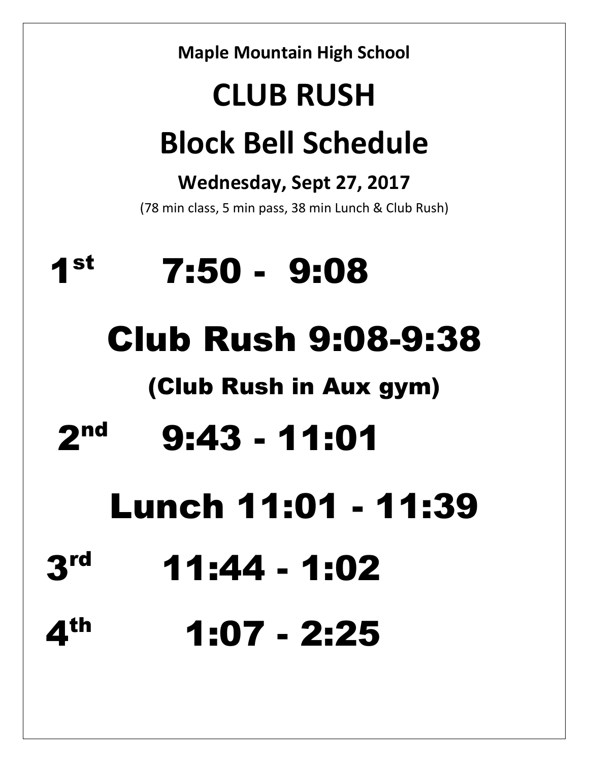**Maple Mountain High School**

# CLUB RUSH

# Block Bell Schedule

**Wednesday, Sept 27, 2017**

(78 min class, 5 min pass, 38 min Lunch & Club Rush)

## 1st 7:50 - 9:08

## Club Rush 9:08-9:38

### (Club Rush in Aux gym)

## 2nd 9:43 - 11:01

## Lunch 11:01 - 11:39

## 3rd 11:44 - 1:02

## 4th 1:07 - 2:25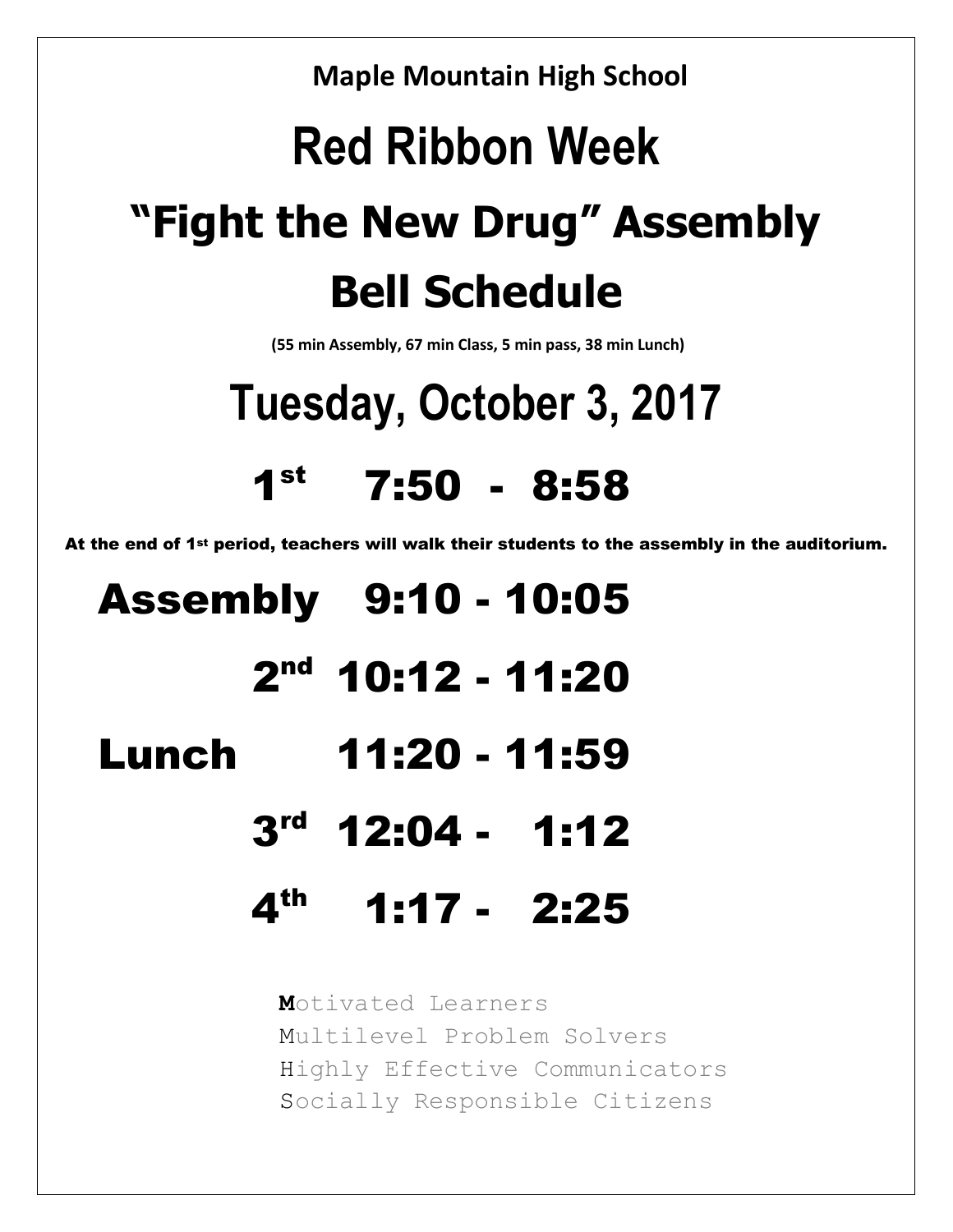**Maple Mountain High School**

# Red Ribbon Week

# "Fight the New Drug" Assembly

# Bell Schedule

**(55 min Assembly, 67 min Class, 5 min pass, 38 min Lunch)**

# Tuesday, October 3, 2017

## 1st 7:50 - 8:58

**At the end of 1st period, teachers will walk their students to the assembly in the auditorium.**

## Assembly 9:10 - 10:05

## 2nd 10:12 - 11:20

## Lunch 11:20 - 11:59

## 3rd 12:04 - 1:12

## 4th 1:17 - 2:25

**M**otivated Learners
Multilevel Problem Solvers
Highly Effective Communicators
Socially Responsible Citizens